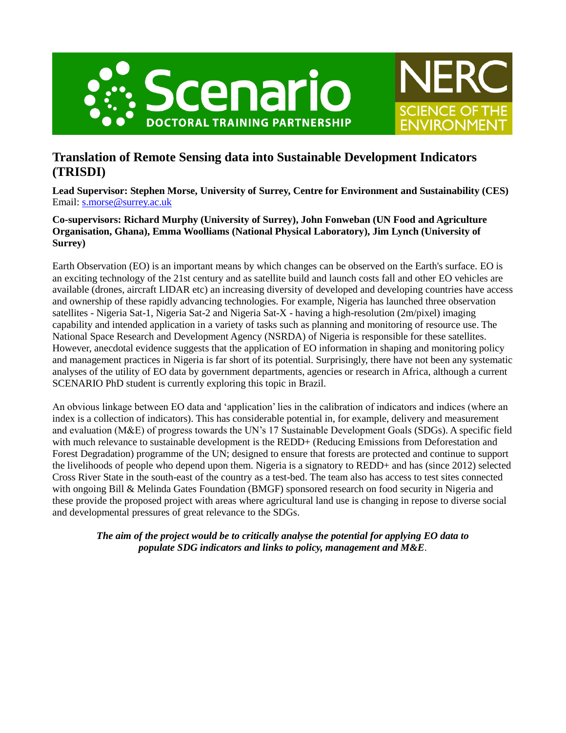Scenario DOCTORAL TRAINING PARTNERSHIP

NERC SCIENCE OF THE ENVIRONMENT

# Translation of Remote Sensing data into Sustainable Development Indicators (TRISDI)

**Lead Supervisor: Stephen Morse, University of Surrey, Centre for Environment and Sustainability (CES)**
Email: s.morse@surrey.ac.uk

**Co-supervisors: Richard Murphy (University of Surrey), John Fonweban (UN Food and Agriculture Organisation, Ghana), Emma Woolliams (National Physical Laboratory), Jim Lynch (University of Surrey)**

Earth Observation (EO) is an important means by which changes can be observed on the Earth's surface. EO is an exciting technology of the 21st century and as satellite build and launch costs fall and other EO vehicles are available (drones, aircraft LIDAR etc) an increasing diversity of developed and developing countries have access and ownership of these rapidly advancing technologies. For example, Nigeria has launched three observation satellites - Nigeria Sat-1, Nigeria Sat-2 and Nigeria Sat-X - having a high-resolution (2m/pixel) imaging capability and intended application in a variety of tasks such as planning and monitoring of resource use. The National Space Research and Development Agency (NSRDA) of Nigeria is responsible for these satellites. However, anecdotal evidence suggests that the application of EO information in shaping and monitoring policy and management practices in Nigeria is far short of its potential. Surprisingly, there have not been any systematic analyses of the utility of EO data by government departments, agencies or research in Africa, although a current SCENARIO PhD student is currently exploring this topic in Brazil.

An obvious linkage between EO data and 'application' lies in the calibration of indicators and indices (where an index is a collection of indicators). This has considerable potential in, for example, delivery and measurement and evaluation (M&E) of progress towards the UN's 17 Sustainable Development Goals (SDGs). A specific field with much relevance to sustainable development is the REDD+ (Reducing Emissions from Deforestation and Forest Degradation) programme of the UN; designed to ensure that forests are protected and continue to support the livelihoods of people who depend upon them. Nigeria is a signatory to REDD+ and has (since 2012) selected Cross River State in the south-east of the country as a test-bed. The team also has access to test sites connected with ongoing Bill & Melinda Gates Foundation (BMGF) sponsored research on food security in Nigeria and these provide the proposed project with areas where agricultural land use is changing in repose to diverse social and developmental pressures of great relevance to the SDGs.

***The aim of the project would be to critically analyse the potential for applying EO data to populate SDG indicators and links to policy, management and M&E***.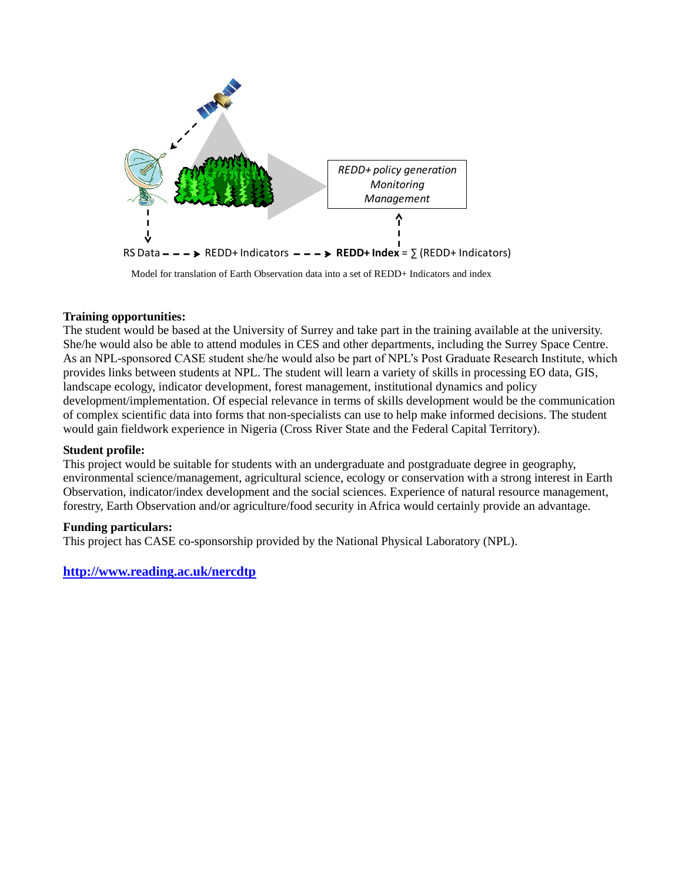REDD+ policy generation
Monitoring
Management

RS Data → REDD+ Indicators → **REDD+ Index** = ∑ (REDD+ Indicators)

Model for translation of Earth Observation data into a set of REDD+ Indicators and index

**Training opportunities:**
The student would be based at the University of Surrey and take part in the training available at the university. She/he would also be able to attend modules in CES and other departments, including the Surrey Space Centre. As an NPL-sponsored CASE student she/he would also be part of NPL's Post Graduate Research Institute, which provides links between students at NPL. The student will learn a variety of skills in processing EO data, GIS, landscape ecology, indicator development, forest management, institutional dynamics and policy development/implementation. Of especial relevance in terms of skills development would be the communication of complex scientific data into forms that non-specialists can use to help make informed decisions. The student would gain fieldwork experience in Nigeria (Cross River State and the Federal Capital Territory).

**Student profile:**
This project would be suitable for students with an undergraduate and postgraduate degree in geography, environmental science/management, agricultural science, ecology or conservation with a strong interest in Earth Observation, indicator/index development and the social sciences. Experience of natural resource management, forestry, Earth Observation and/or agriculture/food security in Africa would certainly provide an advantage.

**Funding particulars:**
This project has CASE co-sponsorship provided by the National Physical Laboratory (NPL).

**[http://www.reading.ac.uk/nercdtp](http://www.reading.ac.uk/nercdtp)**